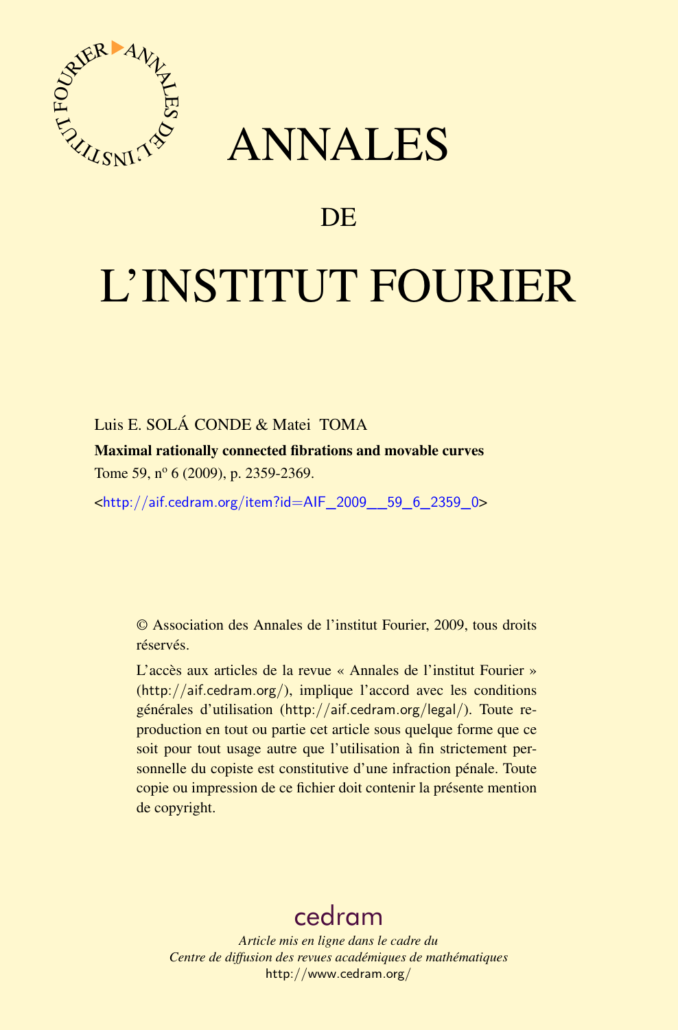# ANNALES

# DE

# L'INSTITUT FOURIER

Luis E. SOLÁ CONDE & Matei TOMA

**Maximal rationally connected fibrations and movable curves**

Tome 59, n$^{o}$ 6 (2009), p. 2359-2369.

<http://aif.cedram.org/item?id=AIF_2009__59_6_2359_0>

© Association des Annales de l'institut Fourier, 2009, tous droits réservés.

L'accès aux articles de la revue « Annales de l'institut Fourier » (http://aif.cedram.org/), implique l'accord avec les conditions générales d'utilisation (http://aif.cedram.org/legal/). Toute reproduction en tout ou partie cet article sous quelque forme que ce soit pour tout usage autre que l'utilisation à fin strictement personnelle du copiste est constitutive d'une infraction pénale. Toute copie ou impression de ce fichier doit contenir la présente mention de copyright.

cedram

*Article mis en ligne dans le cadre du*
*Centre de diffusion des revues académiques de mathématiques*
http://www.cedram.org/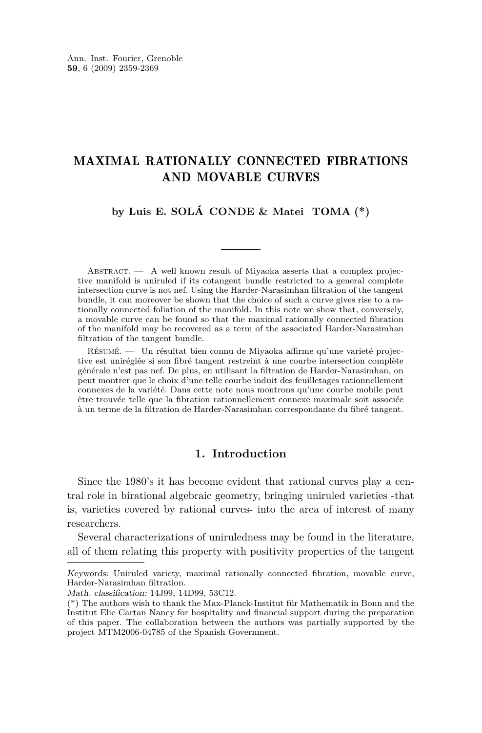# MAXIMAL RATIONALLY CONNECTED FIBRATIONS AND MOVABLE CURVES

**by Luis E. SOLÁ CONDE & Matei TOMA (\*)**

Abstract. — A well known result of Miyaoka asserts that a complex projective manifold is uniruled if its cotangent bundle restricted to a general complete intersection curve is not nef. Using the Harder-Narasimhan filtration of the tangent bundle, it can moreover be shown that the choice of such a curve gives rise to a rationally connected foliation of the manifold. In this note we show that, conversely, a movable curve can be found so that the maximal rationally connected fibration of the manifold may be recovered as a term of the associated Harder-Narasimhan filtration of the tangent bundle.

Résumé. — Un résultat bien connu de Miyaoka affirme qu'une varieté projective est uniréglée si son fibré tangent restreint à une courbe intersection complète générale n'est pas nef. De plus, en utilisant la filtration de Harder-Narasimhan, on peut montrer que le choix d'une telle courbe induit des feuilletages rationnellement connexes de la variété. Dans cette note nous montrons qu'une courbe mobile peut être trouvée telle que la fibration rationnellement connexe maximale soit associée à un terme de la filtration de Harder-Narasimhan correspondante du fibré tangent.

## 1. Introduction

Since the 1980's it has become evident that rational curves play a central role in birational algebraic geometry, bringing uniruled varieties -that is, varieties covered by rational curves- into the area of interest of many researchers.

Several characterizations of uniruledness may be found in the literature, all of them relating this property with positivity properties of the tangent

---

*Keywords:* Uniruled variety, maximal rationally connected fibration, movable curve, Harder-Narasimhan filtration.

*Math. classification:* 14J99, 14D99, 53C12.

(\*) The authors wish to thank the Max-Planck-Institut für Mathematik in Bonn and the Institut Elie Cartan Nancy for hospitality and financial support during the preparation of this paper. The collaboration between the authors was partially supported by the project MTM2006-04785 of the Spanish Government.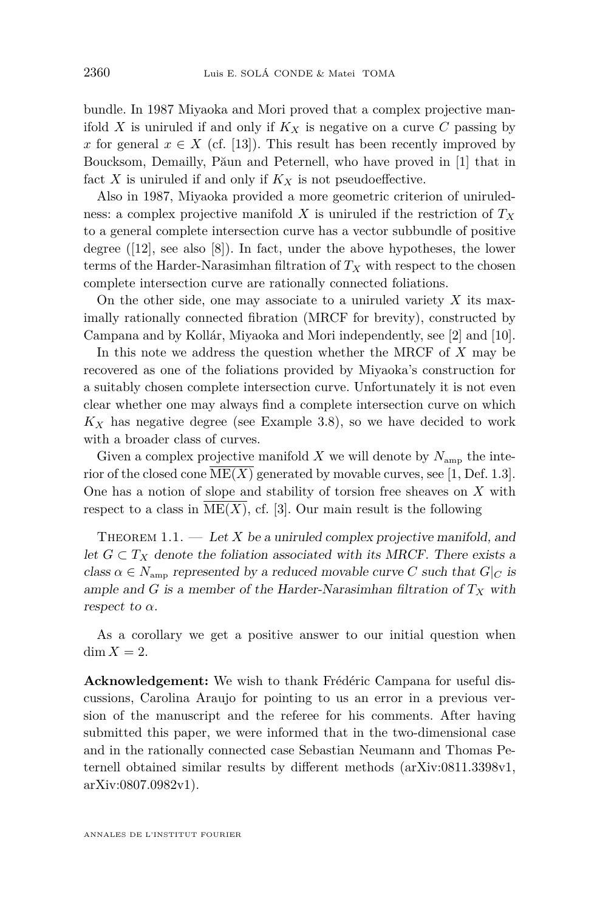bundle. In 1987 Miyaoka and Mori proved that a complex projective manifold $X$ is uniruled if and only if $K_X$ is negative on a curve $C$ passing by $x$ for general $x \in X$ (cf. [13]). This result has been recently improved by Boucksom, Demailly, Păun and Peternell, who have proved in [1] that in fact $X$ is uniruled if and only if $K_X$ is not pseudoeffective.

Also in 1987, Miyaoka provided a more geometric criterion of uniruledness: a complex projective manifold $X$ is uniruled if the restriction of $T_X$ to a general complete intersection curve has a vector subbundle of positive degree ([12], see also [8]). In fact, under the above hypotheses, the lower terms of the Harder-Narasimhan filtration of $T_X$ with respect to the chosen complete intersection curve are rationally connected foliations.

On the other side, one may associate to a uniruled variety $X$ its maximally rationally connected fibration (MRCF for brevity), constructed by Campana and by Kollár, Miyaoka and Mori independently, see [2] and [10].

In this note we address the question whether the MRCF of $X$ may be recovered as one of the foliations provided by Miyaoka's construction for a suitably chosen complete intersection curve. Unfortunately it is not even clear whether one may always find a complete intersection curve on which $K_X$ has negative degree (see Example 3.8), so we have decided to work with a broader class of curves.

Given a complex projective manifold $X$ we will denote by $N_{\mathrm{amp}}$ the interior of the closed cone $\overline{\mathrm{ME}(X)}$ generated by movable curves, see [1, Def. 1.3]. One has a notion of slope and stability of torsion free sheaves on $X$ with respect to a class in $\overline{\mathrm{ME}(X)}$, cf. [3]. Our main result is the following

Theorem 1.1. — *Let $X$ be a uniruled complex projective manifold, and let $G \subset T_X$ denote the foliation associated with its MRCF. There exists a class $\alpha \in N_{\mathrm{amp}}$ represented by a reduced movable curve $C$ such that $G|_C$ is ample and $G$ is a member of the Harder-Narasimhan filtration of $T_X$ with respect to $\alpha$.*

As a corollary we get a positive answer to our initial question when $\dim X = 2$.

**Acknowledgement:** We wish to thank Frédéric Campana for useful discussions, Carolina Araujo for pointing to us an error in a previous version of the manuscript and the referee for his comments. After having submitted this paper, we were informed that in the two-dimensional case and in the rationally connected case Sebastian Neumann and Thomas Peternell obtained similar results by different methods (arXiv:0811.3398v1, arXiv:0807.0982v1).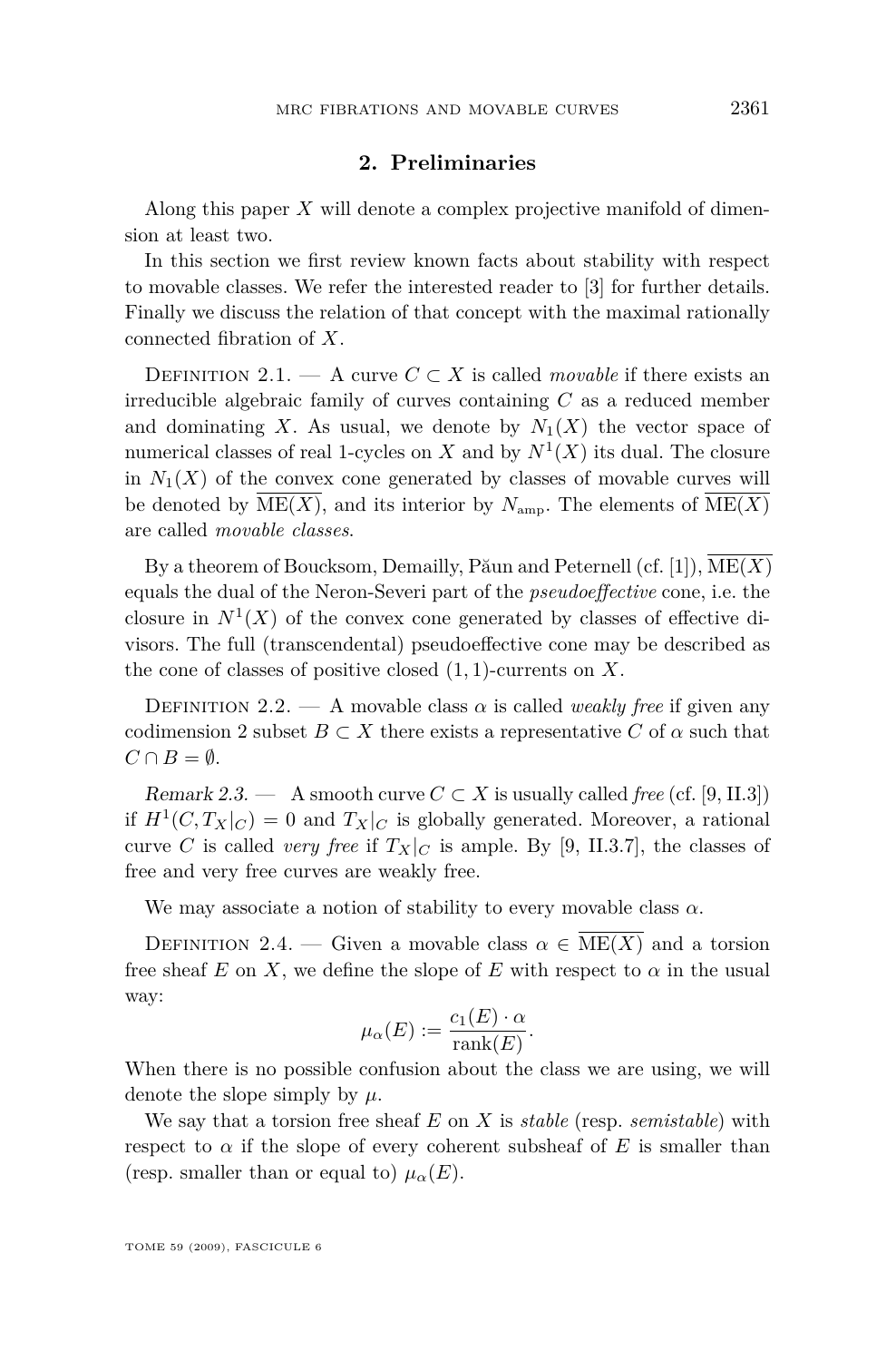## 2. Preliminaries

Along this paper $X$ will denote a complex projective manifold of dimension at least two.

In this section we first review known facts about stability with respect to movable classes. We refer the interested reader to [3] for further details. Finally we discuss the relation of that concept with the maximal rationally connected fibration of $X$.

Definition 2.1. — A curve $C \subset X$ is called *movable* if there exists an irreducible algebraic family of curves containing $C$ as a reduced member and dominating $X$. As usual, we denote by $N_1(X)$ the vector space of numerical classes of real 1-cycles on $X$ and by $N^1(X)$ its dual. The closure in $N_1(X)$ of the convex cone generated by classes of movable curves will be denoted by $\overline{\mathrm{ME}(X)}$, and its interior by $N_{\mathrm{amp}}$. The elements of $\overline{\mathrm{ME}(X)}$ are called *movable classes*.

By a theorem of Boucksom, Demailly, Păun and Peternell (cf. [1]), $\overline{\mathrm{ME}(X)}$ equals the dual of the Neron-Severi part of the *pseudoeffective* cone, i.e. the closure in $N^1(X)$ of the convex cone generated by classes of effective divisors. The full (transcendental) pseudoeffective cone may be described as the cone of classes of positive closed $(1,1)$-currents on $X$.

Definition 2.2. — A movable class $\alpha$ is called *weakly free* if given any codimension 2 subset $B \subset X$ there exists a representative $C$ of $\alpha$ such that $C \cap B = \emptyset$.

*Remark 2.3.* — A smooth curve $C \subset X$ is usually called *free* (cf. [9, II.3]) if $H^1(C, T_X|_C) = 0$ and $T_X|_C$ is globally generated. Moreover, a rational curve $C$ is called *very free* if $T_X|_C$ is ample. By [9, II.3.7], the classes of free and very free curves are weakly free.

We may associate a notion of stability to every movable class $\alpha$.

Definition 2.4. — Given a movable class $\alpha \in \overline{\mathrm{ME}(X)}$ and a torsion free sheaf $E$ on $X$, we define the slope of $E$ with respect to $\alpha$ in the usual way:

$$\mu_\alpha(E) := \frac{c_1(E) \cdot \alpha}{\mathrm{rank}(E)}.$$

When there is no possible confusion about the class we are using, we will denote the slope simply by $\mu$.

We say that a torsion free sheaf $E$ on $X$ is *stable* (resp. *semistable*) with respect to $\alpha$ if the slope of every coherent subsheaf of $E$ is smaller than (resp. smaller than or equal to) $\mu_\alpha(E)$.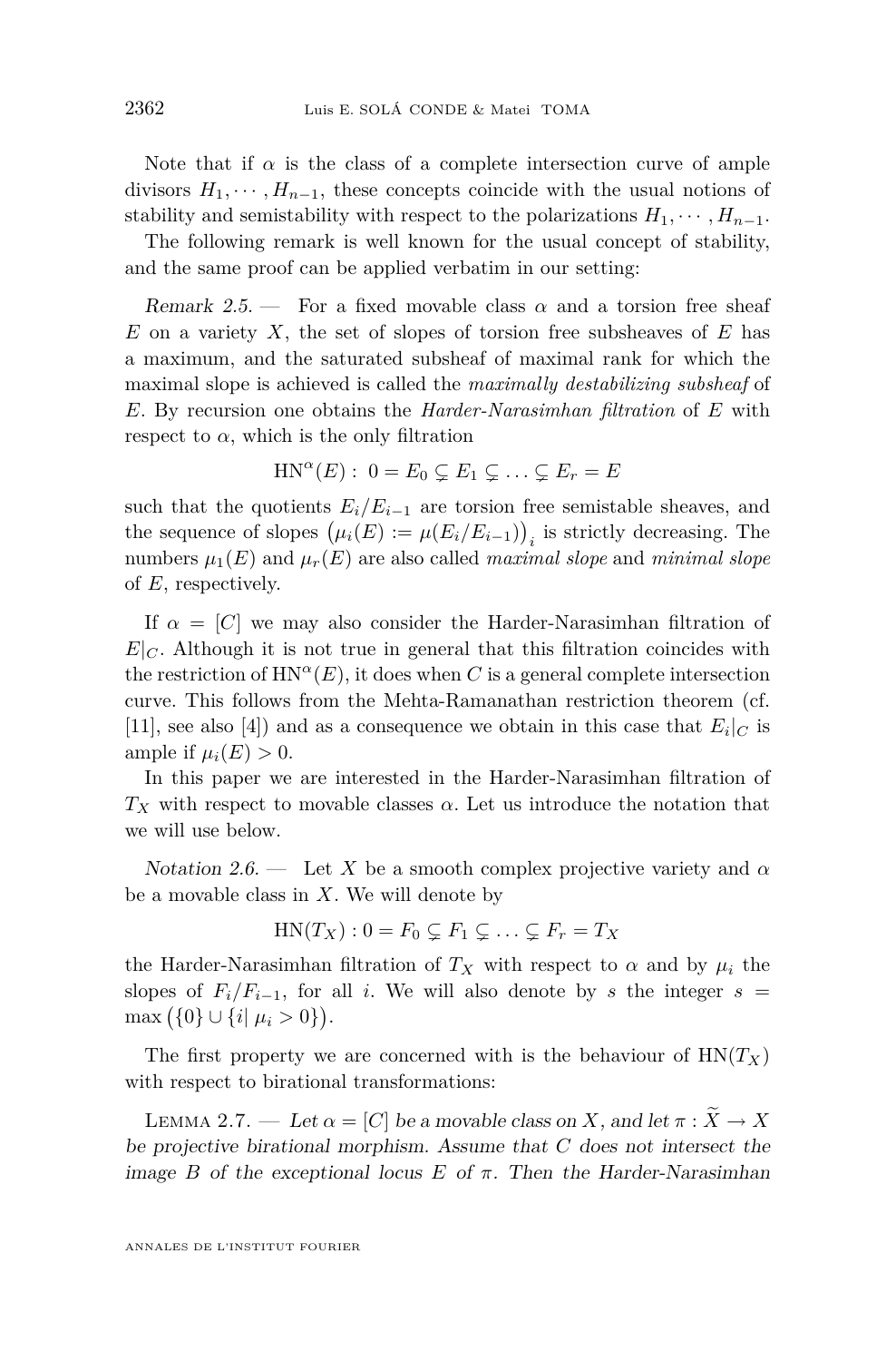Note that if $\alpha$ is the class of a complete intersection curve of ample divisors $H_1, \cdots, H_{n-1}$, these concepts coincide with the usual notions of stability and semistability with respect to the polarizations $H_1, \cdots, H_{n-1}$.

The following remark is well known for the usual concept of stability, and the same proof can be applied verbatim in our setting:

*Remark 2.5.* — For a fixed movable class $\alpha$ and a torsion free sheaf $E$ on a variety $X$, the set of slopes of torsion free subsheaves of $E$ has a maximum, and the saturated subsheaf of maximal rank for which the maximal slope is achieved is called the *maximally destabilizing subsheaf* of $E$. By recursion one obtains the *Harder-Narasimhan filtration* of $E$ with respect to $\alpha$, which is the only filtration

$$\mathrm{HN}^{\alpha}(E): \ 0 = E_0 \subsetneq E_1 \subsetneq \ldots \subsetneq E_r = E$$

such that the quotients $E_i/E_{i-1}$ are torsion free semistable sheaves, and the sequence of slopes $\left(\mu_i(E) := \mu(E_i/E_{i-1})\right)_i$ is strictly decreasing. The numbers $\mu_1(E)$ and $\mu_r(E)$ are also called *maximal slope* and *minimal slope* of $E$, respectively.

If $\alpha = [C]$ we may also consider the Harder-Narasimhan filtration of $E|_C$. Although it is not true in general that this filtration coincides with the restriction of $\mathrm{HN}^{\alpha}(E)$, it does when $C$ is a general complete intersection curve. This follows from the Mehta-Ramanathan restriction theorem (cf. [11], see also [4]) and as a consequence we obtain in this case that $E_i|_C$ is ample if $\mu_i(E) > 0$.

In this paper we are interested in the Harder-Narasimhan filtration of $T_X$ with respect to movable classes $\alpha$. Let us introduce the notation that we will use below.

*Notation 2.6.* — Let $X$ be a smooth complex projective variety and $\alpha$ be a movable class in $X$. We will denote by

$$\mathrm{HN}(T_X): 0 = F_0 \subsetneq F_1 \subsetneq \ldots \subsetneq F_r = T_X$$

the Harder-Narasimhan filtration of $T_X$ with respect to $\alpha$ and by $\mu_i$ the slopes of $F_i/F_{i-1}$, for all $i$. We will also denote by $s$ the integer $s = \max\left(\{0\} \cup \{i | \ \mu_i > 0\}\right)$.

The first property we are concerned with is the behaviour of $\mathrm{HN}(T_X)$ with respect to birational transformations:

Lemma 2.7. — *Let $\alpha = [C]$ be a movable class on $X$, and let $\pi : \widetilde{X} \to X$ be projective birational morphism. Assume that $C$ does not intersect the image $B$ of the exceptional locus $E$ of $\pi$. Then the Harder-Narasimhan*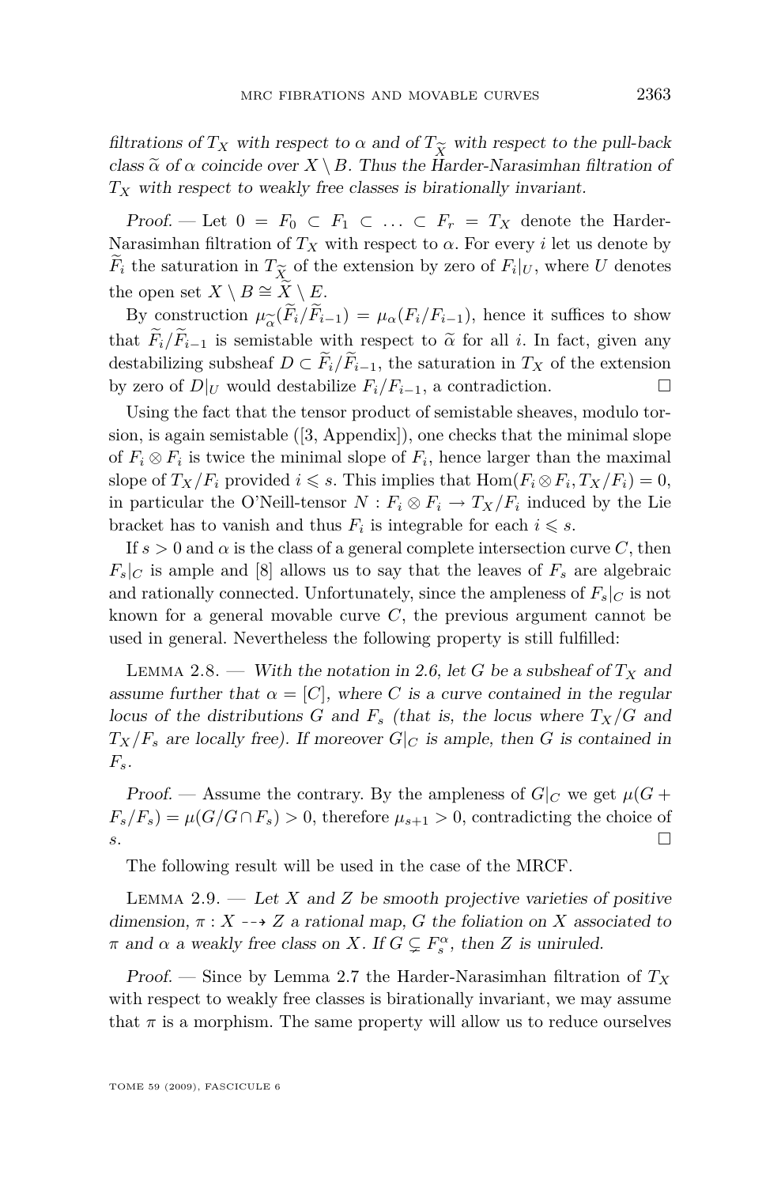*filtrations of $T_X$ with respect to $\alpha$ and of $T_{\widetilde{X}}$ with respect to the pull-back class $\widetilde{\alpha}$ of $\alpha$ coincide over $X \setminus B$. Thus the Harder-Narasimhan filtration of $T_X$ with respect to weakly free classes is birationally invariant.*

*Proof.* — Let $0 = F_0 \subset F_1 \subset \ldots \subset F_r = T_X$ denote the Harder-Narasimhan filtration of $T_X$ with respect to $\alpha$. For every $i$ let us denote by $\widetilde{F}_i$ the saturation in $T_{\widetilde{X}}$ of the extension by zero of $F_i|_U$, where $U$ denotes the open set $X \setminus B \cong \widetilde{X} \setminus E$.

By construction $\mu_{\widetilde{\alpha}}(\widetilde{F}_i/\widetilde{F}_{i-1}) = \mu_\alpha(F_i/F_{i-1})$, hence it suffices to show that $\widetilde{F}_i/\widetilde{F}_{i-1}$ is semistable with respect to $\widetilde{\alpha}$ for all $i$. In fact, given any destabilizing subsheaf $D \subset \widetilde{F}_i/\widetilde{F}_{i-1}$, the saturation in $T_X$ of the extension by zero of $D|_U$ would destabilize $F_i/F_{i-1}$, a contradiction. □

Using the fact that the tensor product of semistable sheaves, modulo torsion, is again semistable ([3, Appendix]), one checks that the minimal slope of $F_i \otimes F_i$ is twice the minimal slope of $F_i$, hence larger than the maximal slope of $T_X/F_i$ provided $i \leqslant s$. This implies that $\mathrm{Hom}(F_i \otimes F_i, T_X/F_i) = 0$, in particular the O'Neill-tensor $N : F_i \otimes F_i \to T_X/F_i$ induced by the Lie bracket has to vanish and thus $F_i$ is integrable for each $i \leqslant s$.

If $s > 0$ and $\alpha$ is the class of a general complete intersection curve $C$, then $F_s|_C$ is ample and [8] allows us to say that the leaves of $F_s$ are algebraic and rationally connected. Unfortunately, since the ampleness of $F_s|_C$ is not known for a general movable curve $C$, the previous argument cannot be used in general. Nevertheless the following property is still fulfilled:

Lemma 2.8. — *With the notation in 2.6, let $G$ be a subsheaf of $T_X$ and assume further that $\alpha = [C]$, where $C$ is a curve contained in the regular locus of the distributions $G$ and $F_s$ (that is, the locus where $T_X/G$ and $T_X/F_s$ are locally free). If moreover $G|_C$ is ample, then $G$ is contained in $F_s$.*

*Proof.* — Assume the contrary. By the ampleness of $G|_C$ we get $\mu(G + F_s/F_s) = \mu(G/G \cap F_s) > 0$, therefore $\mu_{s+1} > 0$, contradicting the choice of $s$. □

The following result will be used in the case of the MRCF.

Lemma 2.9. — *Let $X$ and $Z$ be smooth projective varieties of positive dimension, $\pi : X \dashrightarrow Z$ a rational map, $G$ the foliation on $X$ associated to $\pi$ and $\alpha$ a weakly free class on $X$. If $G \subsetneq F_s^\alpha$, then $Z$ is uniruled.*

*Proof.* — Since by Lemma 2.7 the Harder-Narasimhan filtration of $T_X$ with respect to weakly free classes is birationally invariant, we may assume that $\pi$ is a morphism. The same property will allow us to reduce ourselves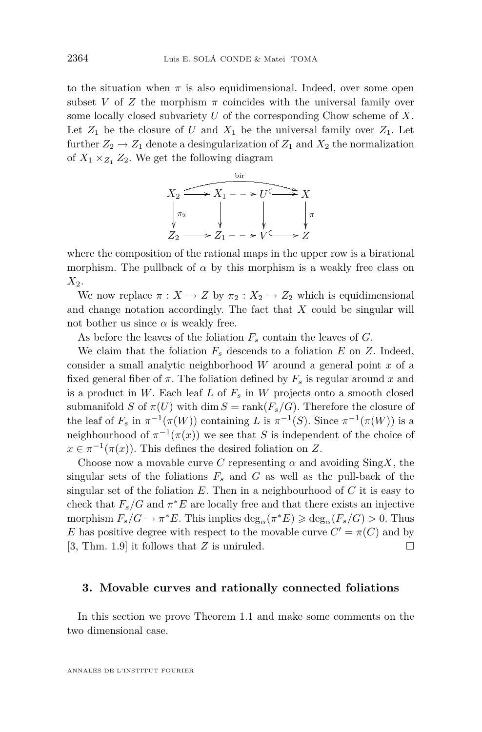to the situation when $\pi$ is also equidimensional. Indeed, over some open subset $V$ of $Z$ the morphism $\pi$ coincides with the universal family over some locally closed subvariety $U$ of the corresponding Chow scheme of $X$. Let $Z_1$ be the closure of $U$ and $X_1$ be the universal family over $Z_1$. Let further $Z_2 \to Z_1$ denote a desingularization of $Z_1$ and $X_2$ the normalization of $X_1 \times_{Z_1} Z_2$. We get the following diagram

$$\begin{array}{ccccccc}
X_2 & \longrightarrow & X_1 & \dashrightarrow & U & \hookrightarrow & X \\
\downarrow{\scriptstyle \pi_2} & & \downarrow & & \downarrow & & \downarrow{\scriptstyle \pi} \\
Z_2 & \longrightarrow & Z_1 & \dashrightarrow & V & \hookrightarrow & Z
\end{array}$$

(with a birational arrow "bir" from $X_2$ to $X$ along the top row)

where the composition of the rational maps in the upper row is a birational morphism. The pullback of $\alpha$ by this morphism is a weakly free class on $X_2$.

We now replace $\pi : X \to Z$ by $\pi_2 : X_2 \to Z_2$ which is equidimensional and change notation accordingly. The fact that $X$ could be singular will not bother us since $\alpha$ is weakly free.

As before the leaves of the foliation $F_s$ contain the leaves of $G$.

We claim that the foliation $F_s$ descends to a foliation $E$ on $Z$. Indeed, consider a small analytic neighborhood $W$ around a general point $x$ of a fixed general fiber of $\pi$. The foliation defined by $F_s$ is regular around $x$ and is a product in $W$. Each leaf $L$ of $F_s$ in $W$ projects onto a smooth closed submanifold $S$ of $\pi(U)$ with $\dim S = \operatorname{rank}(F_s/G)$. Therefore the closure of the leaf of $F_s$ in $\pi^{-1}(\pi(W))$ containing $L$ is $\pi^{-1}(S)$. Since $\pi^{-1}(\pi(W))$ is a neighbourhood of $\pi^{-1}(\pi(x))$ we see that $S$ is independent of the choice of $x \in \pi^{-1}(\pi(x))$. This defines the desired foliation on $Z$.

Choose now a movable curve $C$ representing $\alpha$ and avoiding $\operatorname{Sing}X$, the singular sets of the foliations $F_s$ and $G$ as well as the pull-back of the singular set of the foliation $E$. Then in a neighbourhood of $C$ it is easy to check that $F_s/G$ and $\pi^*E$ are locally free and that there exists an injective morphism $F_s/G \to \pi^*E$. This implies $\deg_\alpha(\pi^*E) \geqslant \deg_\alpha(F_s/G) > 0$. Thus $E$ has positive degree with respect to the movable curve $C' = \pi(C)$ and by [3, Thm. 1.9] it follows that $Z$ is uniruled. □

## 3. Movable curves and rationally connected foliations

In this section we prove Theorem 1.1 and make some comments on the two dimensional case.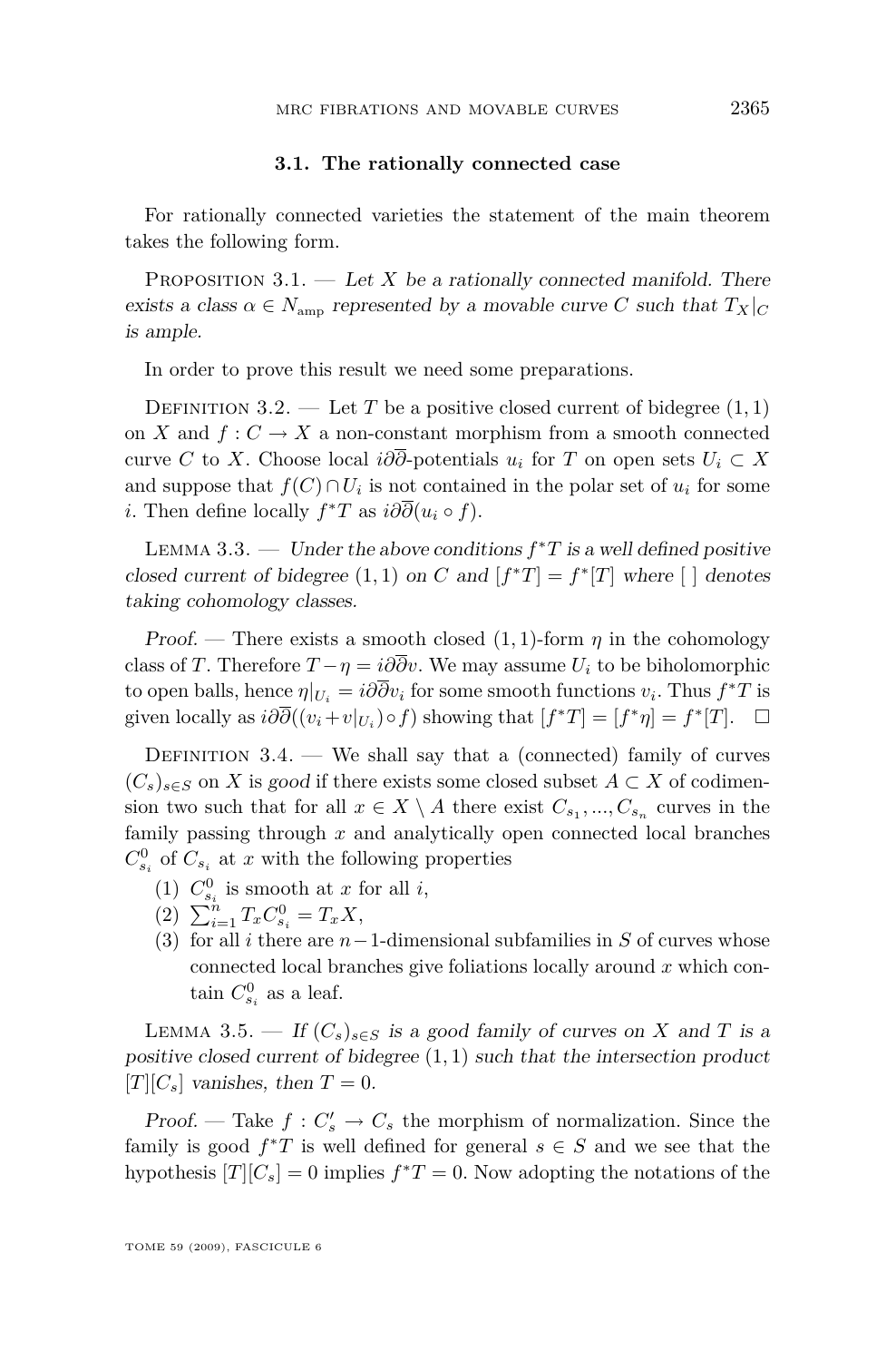### 3.1. The rationally connected case

For rationally connected varieties the statement of the main theorem takes the following form.

Proposition 3.1. — *Let $X$ be a rationally connected manifold. There exists a class $\alpha \in N_{\mathrm{amp}}$ represented by a movable curve $C$ such that $T_X|_C$ is ample.*

In order to prove this result we need some preparations.

Definition 3.2. — Let $T$ be a positive closed current of bidegree $(1,1)$ on $X$ and $f : C \to X$ a non-constant morphism from a smooth connected curve $C$ to $X$. Choose local $i\partial\overline{\partial}$-potentials $u_i$ for $T$ on open sets $U_i \subset X$ and suppose that $f(C) \cap U_i$ is not contained in the polar set of $u_i$ for some $i$. Then define locally $f^*T$ as $i\partial\overline{\partial}(u_i \circ f)$.

Lemma 3.3. — *Under the above conditions $f^*T$ is a well defined positive closed current of bidegree $(1,1)$ on $C$ and $[f^*T] = f^*[T]$ where $[\ ]$ denotes taking cohomology classes.*

*Proof.* — There exists a smooth closed $(1,1)$-form $\eta$ in the cohomology class of $T$. Therefore $T - \eta = i\partial\overline{\partial}v$. We may assume $U_i$ to be biholomorphic to open balls, hence $\eta|_{U_i} = i\partial\overline{\partial}v_i$ for some smooth functions $v_i$. Thus $f^*T$ is given locally as $i\partial\overline{\partial}((v_i + v|_{U_i}) \circ f)$ showing that $[f^*T] = [f^*\eta] = f^*[T]$. $\square$

Definition 3.4. — We shall say that a (connected) family of curves $(C_s)_{s \in S}$ on $X$ is *good* if there exists some closed subset $A \subset X$ of codimension two such that for all $x \in X \setminus A$ there exist $C_{s_1}, ..., C_{s_n}$ curves in the family passing through $x$ and analytically open connected local branches $C^0_{s_i}$ of $C_{s_i}$ at $x$ with the following properties

1. $C^0_{s_i}$ is smooth at $x$ for all $i$,
2. $\sum_{i=1}^{n} T_x C^0_{s_i} = T_x X$,
3. for all $i$ there are $n-1$-dimensional subfamilies in $S$ of curves whose connected local branches give foliations locally around $x$ which contain $C^0_{s_i}$ as a leaf.

Lemma 3.5. — *If $(C_s)_{s \in S}$ is a good family of curves on $X$ and $T$ is a positive closed current of bidegree $(1,1)$ such that the intersection product $[T][C_s]$ vanishes, then $T = 0$.*

*Proof.* — Take $f : C'_s \to C_s$ the morphism of normalization. Since the family is good $f^*T$ is well defined for general $s \in S$ and we see that the hypothesis $[T][C_s] = 0$ implies $f^*T = 0$. Now adopting the notations of the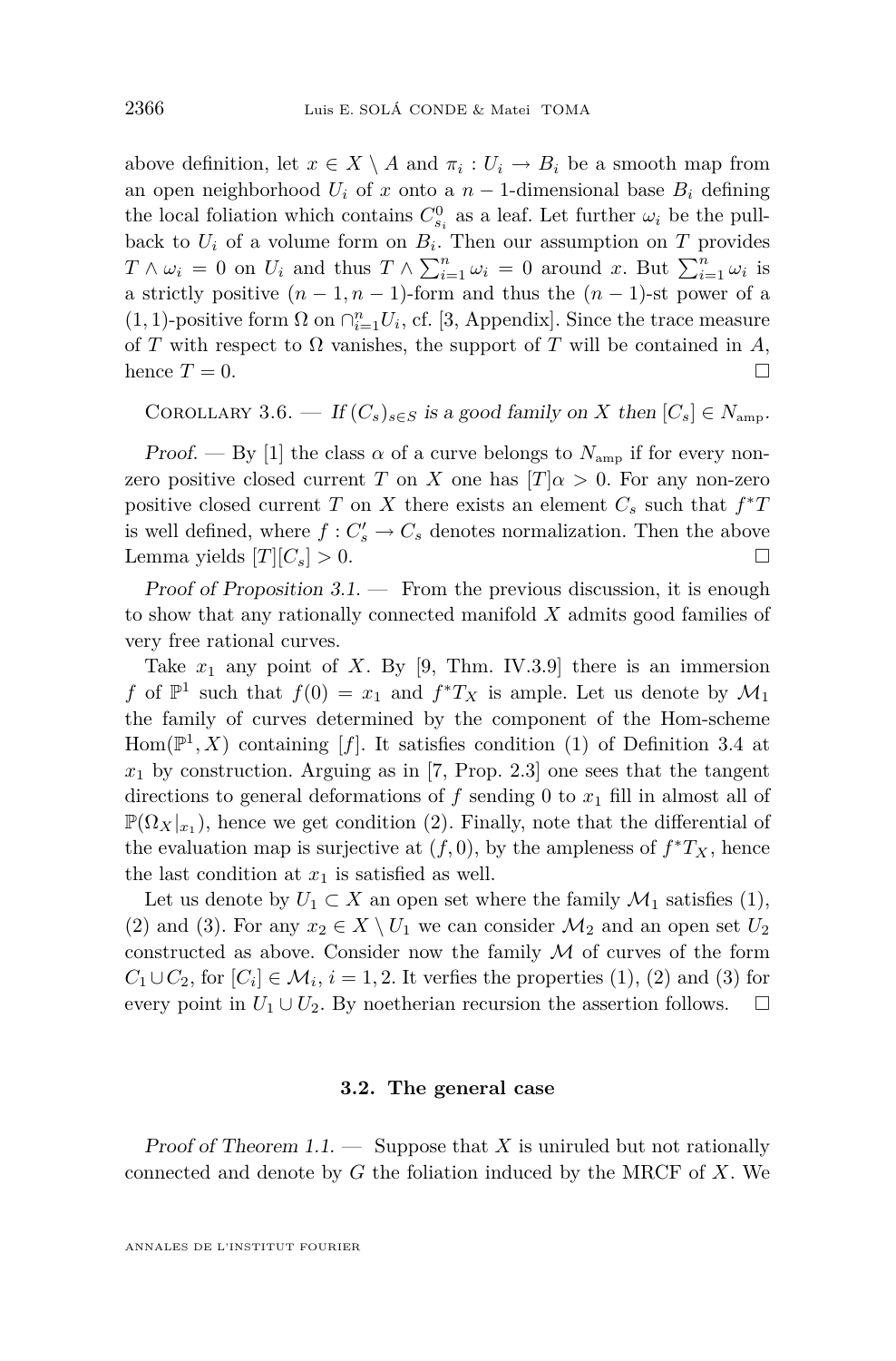above definition, let $x \in X \setminus A$ and $\pi_i : U_i \to B_i$ be a smooth map from an open neighborhood $U_i$ of $x$ onto a $n-1$-dimensional base $B_i$ defining the local foliation which contains $C^0_{s_i}$ as a leaf. Let further $\omega_i$ be the pull-back to $U_i$ of a volume form on $B_i$. Then our assumption on $T$ provides $T \wedge \omega_i = 0$ on $U_i$ and thus $T \wedge \sum_{i=1}^n \omega_i = 0$ around $x$. But $\sum_{i=1}^n \omega_i$ is a strictly positive $(n-1, n-1)$-form and thus the $(n-1)$-st power of a $(1,1)$-positive form $\Omega$ on $\cap_{i=1}^n U_i$, cf. [3, Appendix]. Since the trace measure of $T$ with respect to $\Omega$ vanishes, the support of $T$ will be contained in $A$, hence $T = 0$. □

Corollary 3.6. — *If $(C_s)_{s \in S}$ is a good family on $X$ then $[C_s] \in N_{\mathrm{amp}}$.*

*Proof.* — By [1] the class $\alpha$ of a curve belongs to $N_{\mathrm{amp}}$ if for every non-zero positive closed current $T$ on $X$ one has $[T]\alpha > 0$. For any non-zero positive closed current $T$ on $X$ there exists an element $C_s$ such that $f^*T$ is well defined, where $f : C'_s \to C_s$ denotes normalization. Then the above Lemma yields $[T][C_s] > 0$. □

*Proof of Proposition 3.1.* — From the previous discussion, it is enough to show that any rationally connected manifold $X$ admits good families of very free rational curves.

Take $x_1$ any point of $X$. By [9, Thm. IV.3.9] there is an immersion $f$ of $\mathbb{P}^1$ such that $f(0) = x_1$ and $f^*T_X$ is ample. Let us denote by $\mathcal{M}_1$ the family of curves determined by the component of the Hom-scheme $\mathrm{Hom}(\mathbb{P}^1, X)$ containing $[f]$. It satisfies condition (1) of Definition 3.4 at $x_1$ by construction. Arguing as in [7, Prop. 2.3] one sees that the tangent directions to general deformations of $f$ sending $0$ to $x_1$ fill in almost all of $\mathbb{P}(\Omega_X|_{x_1})$, hence we get condition (2). Finally, note that the differential of the evaluation map is surjective at $(f, 0)$, by the ampleness of $f^*T_X$, hence the last condition at $x_1$ is satisfied as well.

Let us denote by $U_1 \subset X$ an open set where the family $\mathcal{M}_1$ satisfies (1), (2) and (3). For any $x_2 \in X \setminus U_1$ we can consider $\mathcal{M}_2$ and an open set $U_2$ constructed as above. Consider now the family $\mathcal{M}$ of curves of the form $C_1 \cup C_2$, for $[C_i] \in \mathcal{M}_i$, $i = 1, 2$. It verfies the properties (1), (2) and (3) for every point in $U_1 \cup U_2$. By noetherian recursion the assertion follows. □

### 3.2. The general case

*Proof of Theorem 1.1.* — Suppose that $X$ is uniruled but not rationally connected and denote by $G$ the foliation induced by the MRCF of $X$. We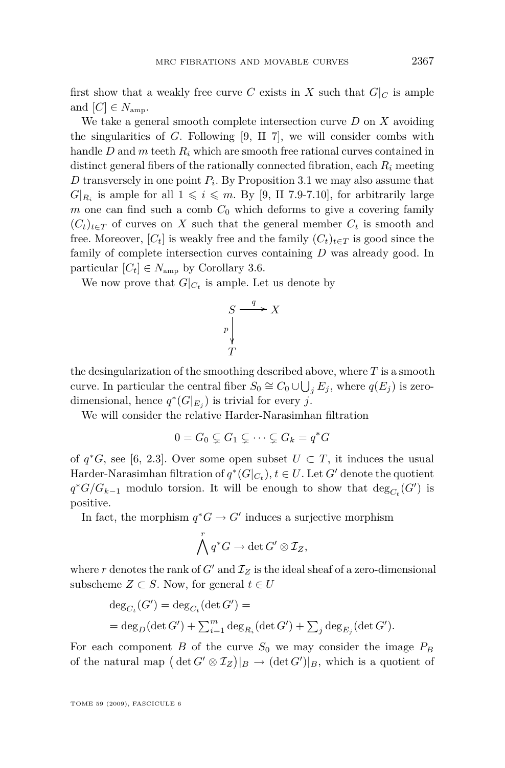first show that a weakly free curve $C$ exists in $X$ such that $G|_C$ is ample and $[C] \in N_{\mathrm{amp}}$.

We take a general smooth complete intersection curve $D$ on $X$ avoiding the singularities of $G$. Following [9, II 7], we will consider combs with handle $D$ and $m$ teeth $R_i$ which are smooth free rational curves contained in distinct general fibers of the rationally connected fibration, each $R_i$ meeting $D$ transversely in one point $P_i$. By Proposition 3.1 we may also assume that $G|_{R_i}$ is ample for all $1 \leqslant i \leqslant m$. By [9, II 7.9-7.10], for arbitrarily large $m$ one can find such a comb $C_0$ which deforms to give a covering family $(C_t)_{t \in T}$ of curves on $X$ such that the general member $C_t$ is smooth and free. Moreover, $[C_t]$ is weakly free and the family $(C_t)_{t\in T}$ is good since the family of complete intersection curves containing $D$ was already good. In particular $[C_t] \in N_{\mathrm{amp}}$ by Corollary 3.6.

We now prove that $G|_{C_t}$ is ample. Let us denote by

$$\begin{array}{ccc} S & \xrightarrow{\;q\;} & X \\ {\scriptstyle p}\big\downarrow & & \\ T & & \end{array}$$

the desingularization of the smoothing described above, where $T$ is a smooth curve. In particular the central fiber $S_0 \cong C_0 \cup \bigcup_j E_j$, where $q(E_j)$ is zero-dimensional, hence $q^*(G|_{E_j})$ is trivial for every $j$.

We will consider the relative Harder-Narasimhan filtration

$$0 = G_0 \subsetneq G_1 \subsetneq \cdots \subsetneq G_k = q^*G$$

of $q^*G$, see [6, 2.3]. Over some open subset $U \subset T$, it induces the usual Harder-Narasimhan filtration of $q^*(G|_{C_t})$, $t \in U$. Let $G'$ denote the quotient $q^*G/G_{k-1}$ modulo torsion. It will be enough to show that $\deg_{C_t}(G')$ is positive.

In fact, the morphism $q^*G \to G'$ induces a surjective morphism

$$\bigwedge^r q^*G \to \det G' \otimes \mathcal{I}_Z,$$

where $r$ denotes the rank of $G'$ and $\mathcal{I}_Z$ is the ideal sheaf of a zero-dimensional subscheme $Z \subset S$. Now, for general $t \in U$

$$\begin{aligned} &\deg_{C_t}(G') = \deg_{C_t}(\det G') = \\ &= \deg_D(\det G') + \textstyle\sum_{i=1}^m \deg_{R_i}(\det G') + \sum_j \deg_{E_j}(\det G'). \end{aligned}$$

For each component $B$ of the curve $S_0$ we may consider the image $P_B$ of the natural map $\big(\det G' \otimes \mathcal{I}_Z\big)|_B \to (\det G')|_B$, which is a quotient of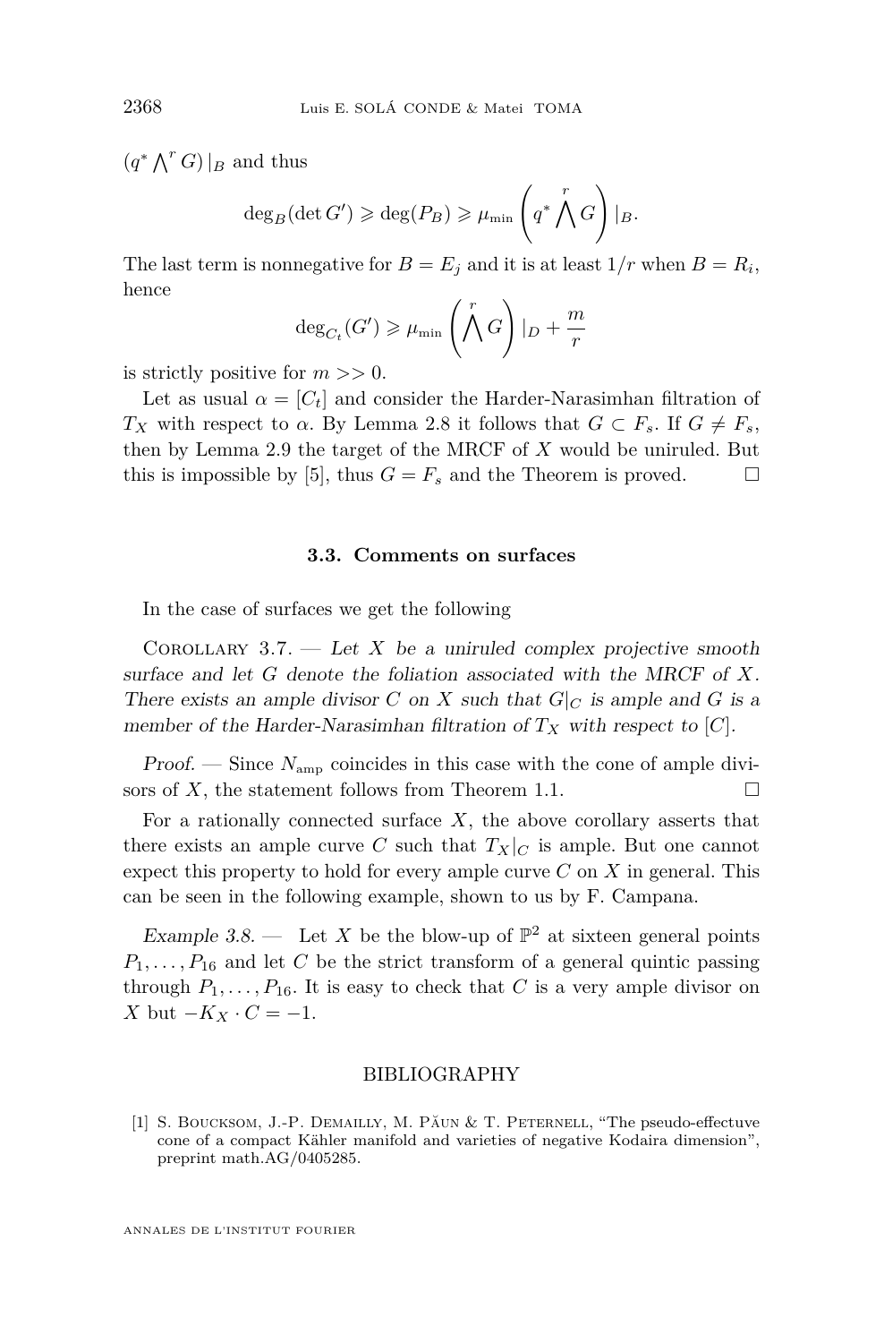$(q^* \bigwedge^r G)|_B$ and thus

$$\deg_B(\det G') \geqslant \deg(P_B) \geqslant \mu_{\min}\left(q^* \bigwedge^r G\right)|_B.$$

The last term is nonnegative for $B = E_j$ and it is at least $1/r$ when $B = R_i$, hence

$$\deg_{C_t}(G') \geqslant \mu_{\min}\left(\bigwedge^r G\right)|_D + \frac{m}{r}$$

is strictly positive for $m >> 0$.

Let as usual $\alpha = [C_t]$ and consider the Harder-Narasimhan filtration of $T_X$ with respect to $\alpha$. By Lemma 2.8 it follows that $G \subset F_s$. If $G \neq F_s$, then by Lemma 2.9 the target of the MRCF of $X$ would be uniruled. But this is impossible by [5], thus $G = F_s$ and the Theorem is proved. □

### 3.3. Comments on surfaces

In the case of surfaces we get the following

Corollary 3.7. — *Let $X$ be a uniruled complex projective smooth surface and let $G$ denote the foliation associated with the MRCF of $X$. There exists an ample divisor $C$ on $X$ such that $G|_C$ is ample and $G$ is a member of the Harder-Narasimhan filtration of $T_X$ with respect to $[C]$.*

*Proof.* — Since $N_{\text{amp}}$ coincides in this case with the cone of ample divisors of $X$, the statement follows from Theorem 1.1. □

For a rationally connected surface $X$, the above corollary asserts that there exists an ample curve $C$ such that $T_X|_C$ is ample. But one cannot expect this property to hold for every ample curve $C$ on $X$ in general. This can be seen in the following example, shown to us by F. Campana.

*Example 3.8.* — Let $X$ be the blow-up of $\mathbb{P}^2$ at sixteen general points $P_1, \ldots, P_{16}$ and let $C$ be the strict transform of a general quintic passing through $P_1, \ldots, P_{16}$. It is easy to check that $C$ is a very ample divisor on $X$ but $-K_X \cdot C = -1$.

## BIBLIOGRAPHY

[1] S. Boucksom, J.-P. Demailly, M. Păun & T. Peternell, "The pseudo-effectuve cone of a compact Kähler manifold and varieties of negative Kodaira dimension", preprint math.AG/0405285.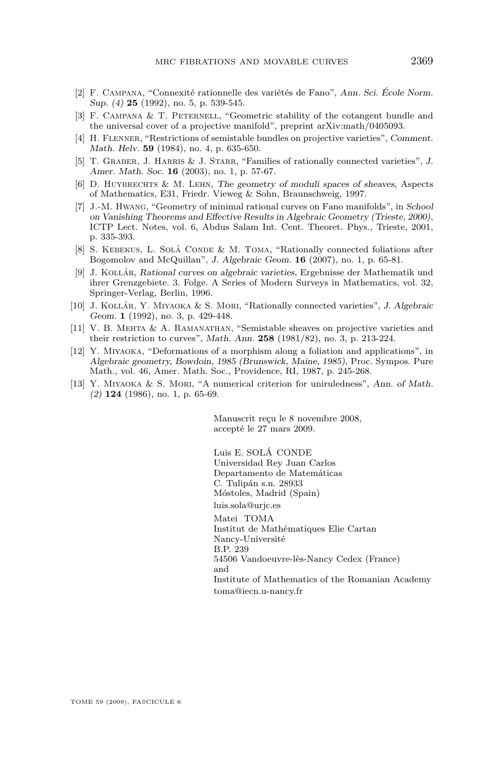[2] F. Campana, "Connexité rationnelle des variétés de Fano", *Ann. Sci. École Norm. Sup. (4)* **25** (1992), no. 5, p. 539-545.

[3] F. Campana & T. Peternell, "Geometric stability of the cotangent bundle and the universal cover of a projective manifold", preprint arXiv:math/0405093.

[4] H. Flenner, "Restrictions of semistable bundles on projective varieties", *Comment. Math. Helv.* **59** (1984), no. 4, p. 635-650.

[5] T. Graber, J. Harris & J. Starr, "Families of rationally connected varieties", *J. Amer. Math. Soc.* **16** (2003), no. 1, p. 57-67.

[6] D. Huybrechts & M. Lehn, *The geometry of moduli spaces of sheaves*, Aspects of Mathematics, E31, Friedr. Vieweg & Sohn, Braunschweig, 1997.

[7] J.-M. Hwang, "Geometry of minimal rational curves on Fano manifolds", in *School on Vanishing Theorems and Effective Results in Algebraic Geometry (Trieste, 2000)*, ICTP Lect. Notes, vol. 6, Abdus Salam Int. Cent. Theoret. Phys., Trieste, 2001, p. 335-393.

[8] S. Kebekus, L. Solá Conde & M. Toma, "Rationally connected foliations after Bogomolov and McQuillan", *J. Algebraic Geom.* **16** (2007), no. 1, p. 65-81.

[9] J. Kollár, *Rational curves on algebraic varieties*, Ergebnisse der Mathematik und ihrer Grenzgebiete. 3. Folge. A Series of Modern Surveys in Mathematics, vol. 32, Springer-Verlag, Berlin, 1996.

[10] J. Kollár, Y. Miyaoka & S. Mori, "Rationally connected varieties", *J. Algebraic Geom.* **1** (1992), no. 3, p. 429-448.

[11] V. B. Mehta & A. Ramanathan, "Semistable sheaves on projective varieties and their restriction to curves", *Math. Ann.* **258** (1981/82), no. 3, p. 213-224.

[12] Y. Miyaoka, "Deformations of a morphism along a foliation and applications", in *Algebraic geometry, Bowdoin, 1985 (Brunswick, Maine, 1985)*, Proc. Sympos. Pure Math., vol. 46, Amer. Math. Soc., Providence, RI, 1987, p. 245-268.

[13] Y. Miyaoka & S. Mori, "A numerical criterion for uniruledness", *Ann. of Math. (2)* **124** (1986), no. 1, p. 65-69.

Manuscrit reçu le 8 novembre 2008,
accepté le 27 mars 2009.

Luis E. SOLÁ CONDE
Universidad Rey Juan Carlos
Departamento de Matemáticas
C. Tulipán s.n. 28933
Móstoles, Madrid (Spain)
luis.sola@urjc.es

Matei TOMA
Institut de Mathématiques Elie Cartan
Nancy-Université
B.P. 239
54506 Vandoeuvre-lès-Nancy Cedex (France)
and
Institute of Mathematics of the Romanian Academy
toma@iecn.u-nancy.fr